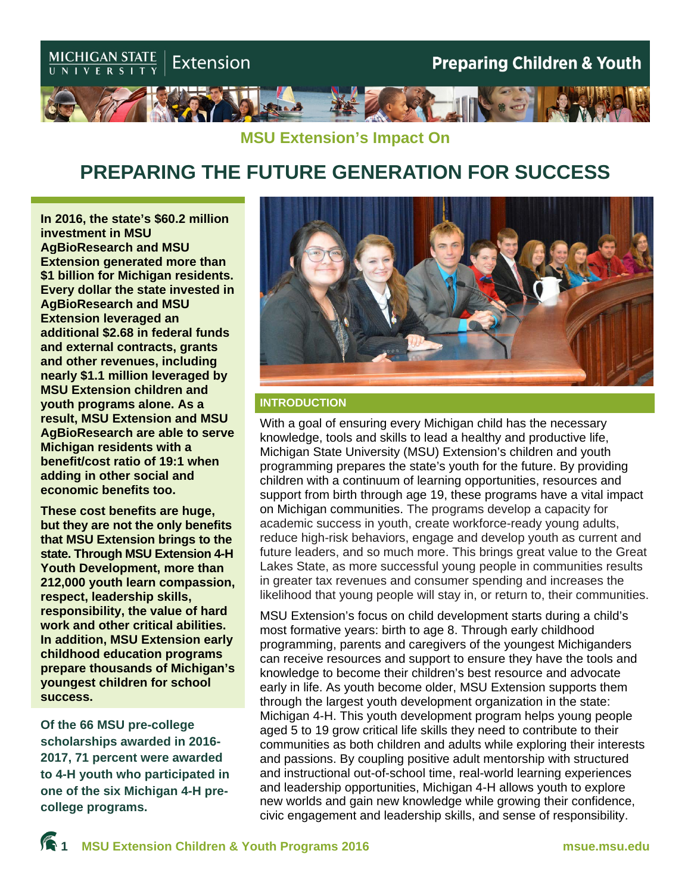Michigan State University Extension

Preparing Children & Youth

MSU Extension's Impact On

# PREPARING THE FUTURE GENERATION FOR SUCCESS

**In 2016, the state's $60.2 million investment in MSU AgBioResearch and MSU Extension generated more than $1 billion for Michigan residents. Every dollar the state invested in AgBioResearch and MSU Extension leveraged an additional $2.68 in federal funds and external contracts, grants and other revenues, including nearly $1.1 million leveraged by MSU Extension children and youth programs alone. As a result, MSU Extension and MSU AgBioResearch are able to serve Michigan residents with a benefit/cost ratio of 19:1 when adding in other social and economic benefits too.**

**These cost benefits are huge, but they are not the only benefits that MSU Extension brings to the state. Through MSU Extension 4-H Youth Development, more than 212,000 youth learn compassion, respect, leadership skills, responsibility, the value of hard work and other critical abilities. In addition, MSU Extension early childhood education programs prepare thousands of Michigan's youngest children for school success.**

**Of the 66 MSU pre-college scholarships awarded in 2016-2017, 71 percent were awarded to 4-H youth who participated in one of the six Michigan 4-H pre-college programs.**

## INTRODUCTION

With a goal of ensuring every Michigan child has the necessary knowledge, tools and skills to lead a healthy and productive life, Michigan State University (MSU) Extension's children and youth programming prepares the state's youth for the future. By providing children with a continuum of learning opportunities, resources and support from birth through age 19, these programs have a vital impact on Michigan communities. The programs develop a capacity for academic success in youth, create workforce-ready young adults, reduce high-risk behaviors, engage and develop youth as current and future leaders, and so much more. This brings great value to the Great Lakes State, as more successful young people in communities results in greater tax revenues and consumer spending and increases the likelihood that young people will stay in, or return to, their communities.

MSU Extension's focus on child development starts during a child's most formative years: birth to age 8. Through early childhood programming, parents and caregivers of the youngest Michiganders can receive resources and support to ensure they have the tools and knowledge to become their children's best resource and advocate early in life. As youth become older, MSU Extension supports them through the largest youth development organization in the state: Michigan 4-H. This youth development program helps young people aged 5 to 19 grow critical life skills they need to contribute to their communities as both children and adults while exploring their interests and passions. By coupling positive adult mentorship with structured and instructional out-of-school time, real-world learning experiences and leadership opportunities, Michigan 4-H allows youth to explore new worlds and gain new knowledge while growing their confidence, civic engagement and leadership skills, and sense of responsibility.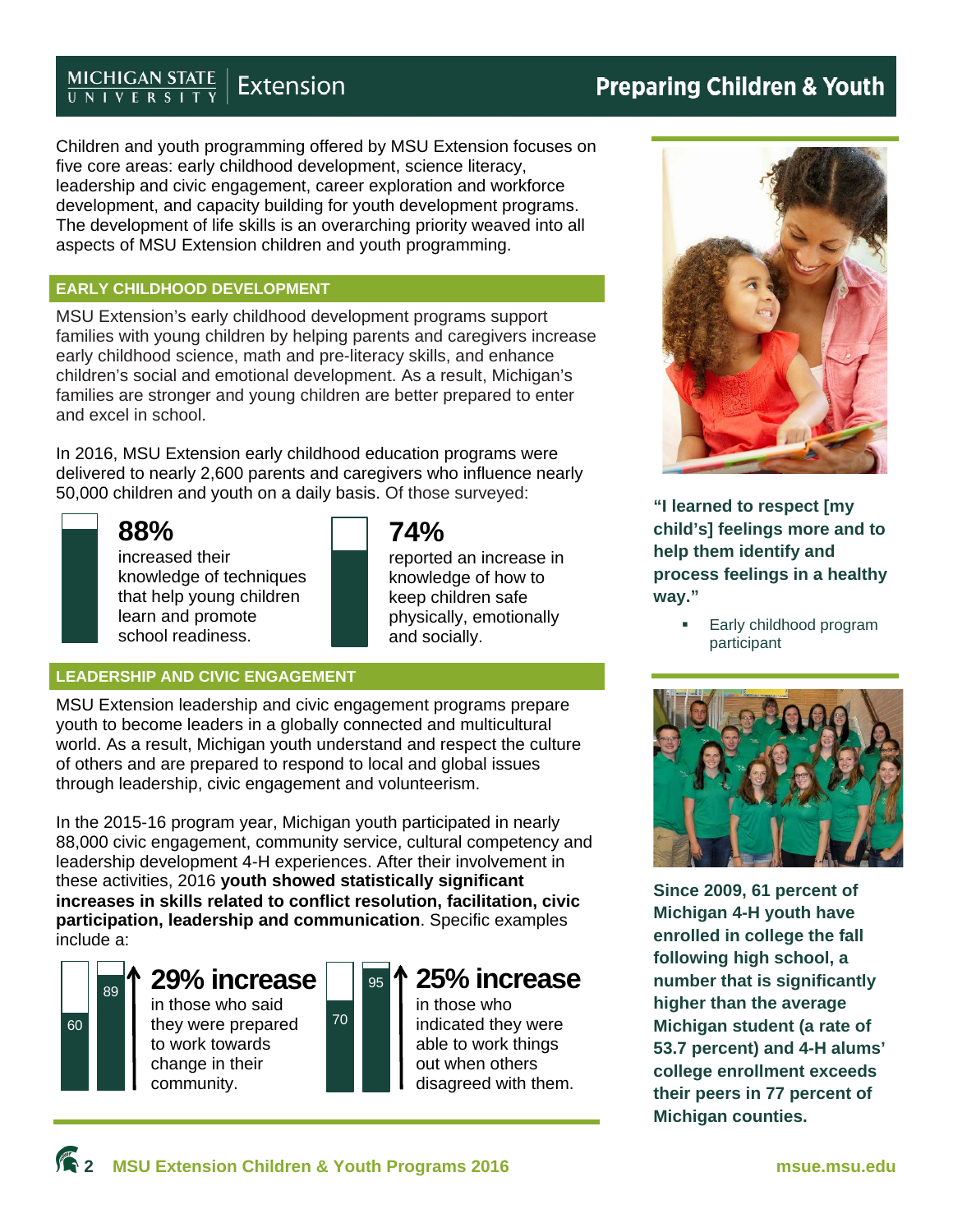# Preparing Children & Youth

Children and youth programming offered by MSU Extension focuses on five core areas: early childhood development, science literacy, leadership and civic engagement, career exploration and workforce development, and capacity building for youth development programs. The development of life skills is an overarching priority weaved into all aspects of MSU Extension children and youth programming.

## EARLY CHILDHOOD DEVELOPMENT

MSU Extension's early childhood development programs support families with young children by helping parents and caregivers increase early childhood science, math and pre-literacy skills, and enhance children's social and emotional development. As a result, Michigan's families are stronger and young children are better prepared to enter and excel in school.

In 2016, MSU Extension early childhood education programs were delivered to nearly 2,600 parents and caregivers who influence nearly 50,000 children and youth on a daily basis. Of those surveyed:

**88%** increased their knowledge of techniques that help young children learn and promote school readiness.

**74%** reported an increase in knowledge of how to keep children safe physically, emotionally and socially.

**"I learned to respect [my child's] feelings more and to help them identify and process feelings in a healthy way."**

- Early childhood program participant

## LEADERSHIP AND CIVIC ENGAGEMENT

MSU Extension leadership and civic engagement programs prepare youth to become leaders in a globally connected and multicultural world. As a result, Michigan youth understand and respect the culture of others and are prepared to respond to local and global issues through leadership, civic engagement and volunteerism.

In the 2015-16 program year, Michigan youth participated in nearly 88,000 civic engagement, community service, cultural competency and leadership development 4-H experiences. After their involvement in these activities, 2016 **youth showed statistically significant increases in skills related to conflict resolution, facilitation, civic participation, leadership and communication**. Specific examples include a:

**29% increase** (60 → 89) in those who said they were prepared to work towards change in their community.

**25% increase** (70 → 95) in those who indicated they were able to work things out when others disagreed with them.

**Since 2009, 61 percent of Michigan 4-H youth have enrolled in college the fall following high school, a number that is significantly higher than the average Michigan student (a rate of 53.7 percent) and 4-H alums' college enrollment exceeds their peers in 77 percent of Michigan counties.**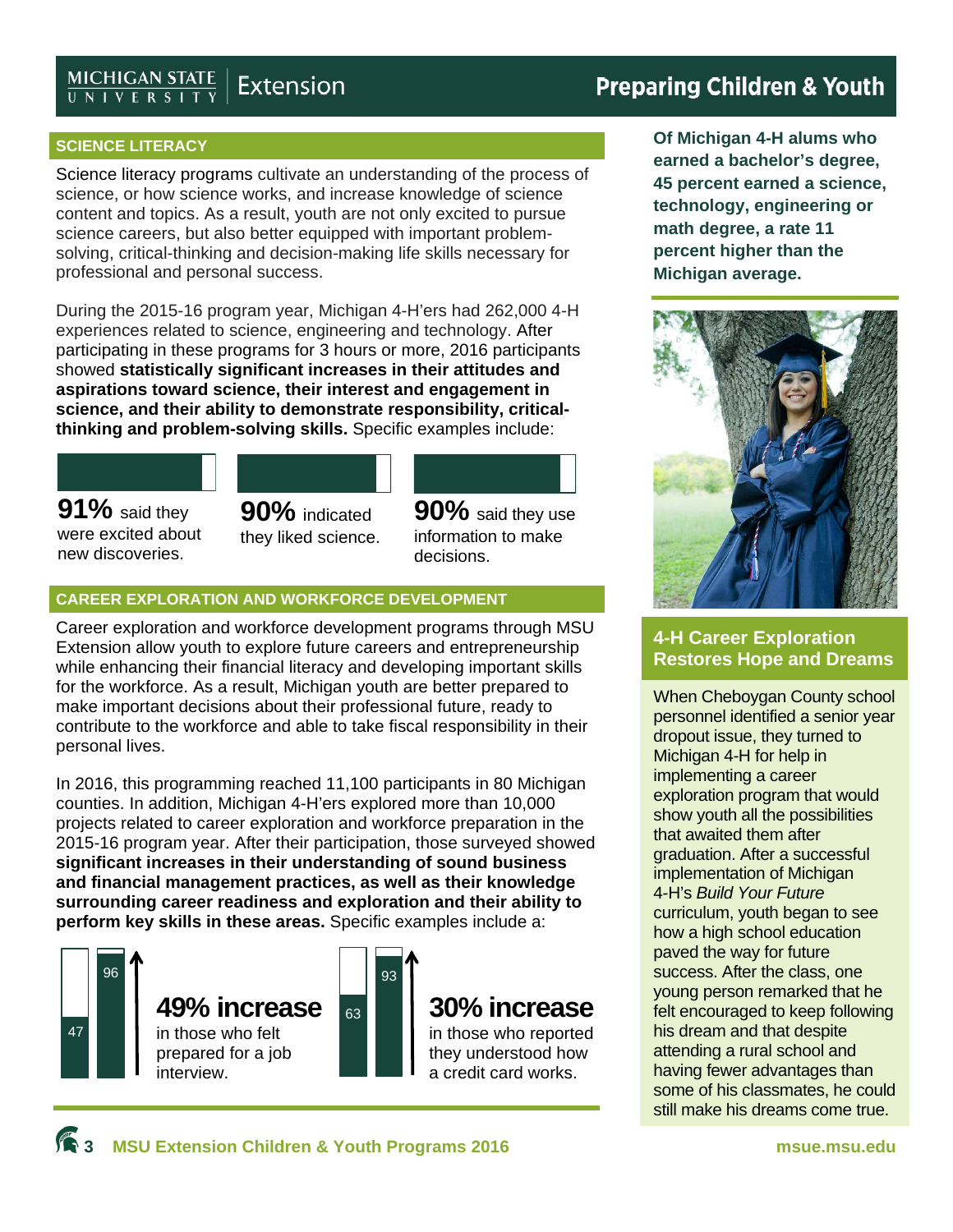# Preparing Children & Youth

## SCIENCE LITERACY

Science literacy programs cultivate an understanding of the process of science, or how science works, and increase knowledge of science content and topics. As a result, youth are not only excited to pursue science careers, but also better equipped with important problem-solving, critical-thinking and decision-making life skills necessary for professional and personal success.

During the 2015-16 program year, Michigan 4-H'ers had 262,000 4-H experiences related to science, engineering and technology. After participating in these programs for 3 hours or more, 2016 participants showed **statistically significant increases in their attitudes and aspirations toward science, their interest and engagement in science, and their ability to demonstrate responsibility, critical-thinking and problem-solving skills.** Specific examples include:

**91%** said they were excited about new discoveries.

**90%** indicated they liked science.

**90%** said they use information to make decisions.

## CAREER EXPLORATION AND WORKFORCE DEVELOPMENT

Career exploration and workforce development programs through MSU Extension allow youth to explore future careers and entrepreneurship while enhancing their financial literacy and developing important skills for the workforce. As a result, Michigan youth are better prepared to make important decisions about their professional future, ready to contribute to the workforce and able to take fiscal responsibility in their personal lives.

In 2016, this programming reached 11,100 participants in 80 Michigan counties. In addition, Michigan 4-H'ers explored more than 10,000 projects related to career exploration and workforce preparation in the 2015-16 program year. After their participation, those surveyed showed **significant increases in their understanding of sound business and financial management practices, as well as their knowledge surrounding career readiness and exploration and their ability to perform key skills in these areas.** Specific examples include a:

47 → 96

**49% increase** in those who felt prepared for a job interview.

63 → 93

**30% increase** in those who reported they understood how a credit card works.

**Of Michigan 4-H alums who earned a bachelor's degree, 45 percent earned a science, technology, engineering or math degree, a rate 11 percent higher than the Michigan average.**

### 4-H Career Exploration Restores Hope and Dreams

When Cheboygan County school personnel identified a senior year dropout issue, they turned to Michigan 4-H for help in implementing a career exploration program that would show youth all the possibilities that awaited them after graduation. After a successful implementation of Michigan 4-H's *Build Your Future* curriculum, youth began to see how a high school education paved the way for future success. After the class, one young person remarked that he felt encouraged to keep following his dream and that despite attending a rural school and having fewer advantages than some of his classmates, he could still make his dreams come true.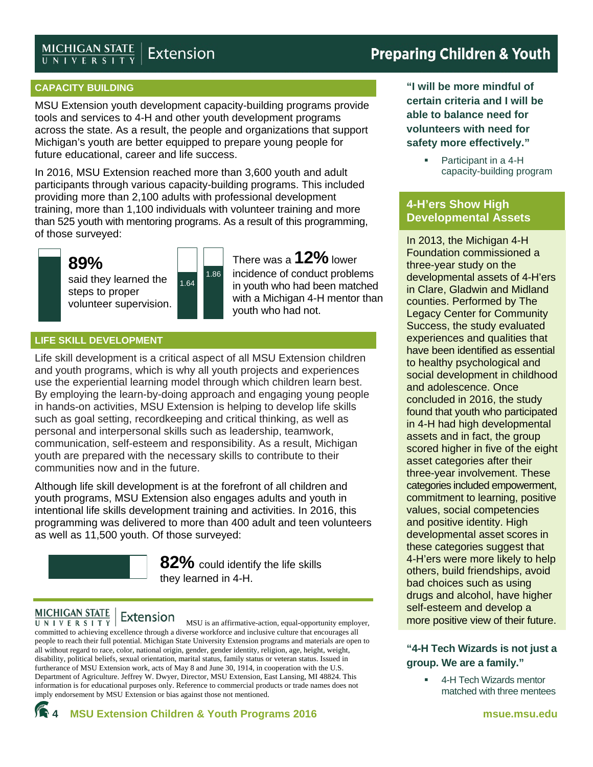## CAPACITY BUILDING

MSU Extension youth development capacity-building programs provide tools and services to 4-H and other youth development programs across the state. As a result, the people and organizations that support Michigan's youth are better equipped to prepare young people for future educational, career and life success.

In 2016, MSU Extension reached more than 3,600 youth and adult participants through various capacity-building programs. This included providing more than 2,100 adults with professional development training, more than 1,100 individuals with volunteer training and more than 525 youth with mentoring programs. As a result of this programming, of those surveyed:

**89%** said they learned the steps to proper volunteer supervision.

1.64

1.86

There was a **12%** lower incidence of conduct problems in youth who had been matched with a Michigan 4-H mentor than youth who had not.

## LIFE SKILL DEVELOPMENT

Life skill development is a critical aspect of all MSU Extension children and youth programs, which is why all youth projects and experiences use the experiential learning model through which children learn best. By employing the learn-by-doing approach and engaging young people in hands-on activities, MSU Extension is helping to develop life skills such as goal setting, recordkeeping and critical thinking, as well as personal and interpersonal skills such as leadership, teamwork, communication, self-esteem and responsibility. As a result, Michigan youth are prepared with the necessary skills to contribute to their communities now and in the future.

Although life skill development is at the forefront of all children and youth programs, MSU Extension also engages adults and youth in intentional life skills development training and activities. In 2016, this programming was delivered to more than 400 adult and teen volunteers as well as 11,500 youth. Of those surveyed:

**82%** could identify the life skills they learned in 4-H.

**"I will be more mindful of certain criteria and I will be able to balance need for volunteers with need for safety more effectively."**

- Participant in a 4-H capacity-building program

## 4-H'ers Show High Developmental Assets

In 2013, the Michigan 4-H Foundation commissioned a three-year study on the developmental assets of 4-H'ers in Clare, Gladwin and Midland counties. Performed by The Legacy Center for Community Success, the study evaluated experiences and qualities that have been identified as essential to healthy psychological and social development in childhood and adolescence. Once concluded in 2016, the study found that youth who participated in 4-H had high developmental assets and in fact, the group scored higher in five of the eight asset categories after their three-year involvement. These categories included empowerment, commitment to learning, positive values, social competencies and positive identity. High developmental asset scores in these categories suggest that 4-H'ers were more likely to help others, build friendships, avoid bad choices such as using drugs and alcohol, have higher self-esteem and develop a more positive view of their future.

**"4-H Tech Wizards is not just a group. We are a family."**

- 4-H Tech Wizards mentor matched with three mentees

MSU is an affirmative-action, equal-opportunity employer, committed to achieving excellence through a diverse workforce and inclusive culture that encourages all people to reach their full potential. Michigan State University Extension programs and materials are open to all without regard to race, color, national origin, gender, gender identity, religion, age, height, weight, disability, political beliefs, sexual orientation, marital status, family status or veteran status. Issued in furtherance of MSU Extension work, acts of May 8 and June 30, 1914, in cooperation with the U.S. Department of Agriculture. Jeffrey W. Dwyer, Director, MSU Extension, East Lansing, MI 48824. This information is for educational purposes only. Reference to commercial products or trade names does not imply endorsement by MSU Extension or bias against those not mentioned.